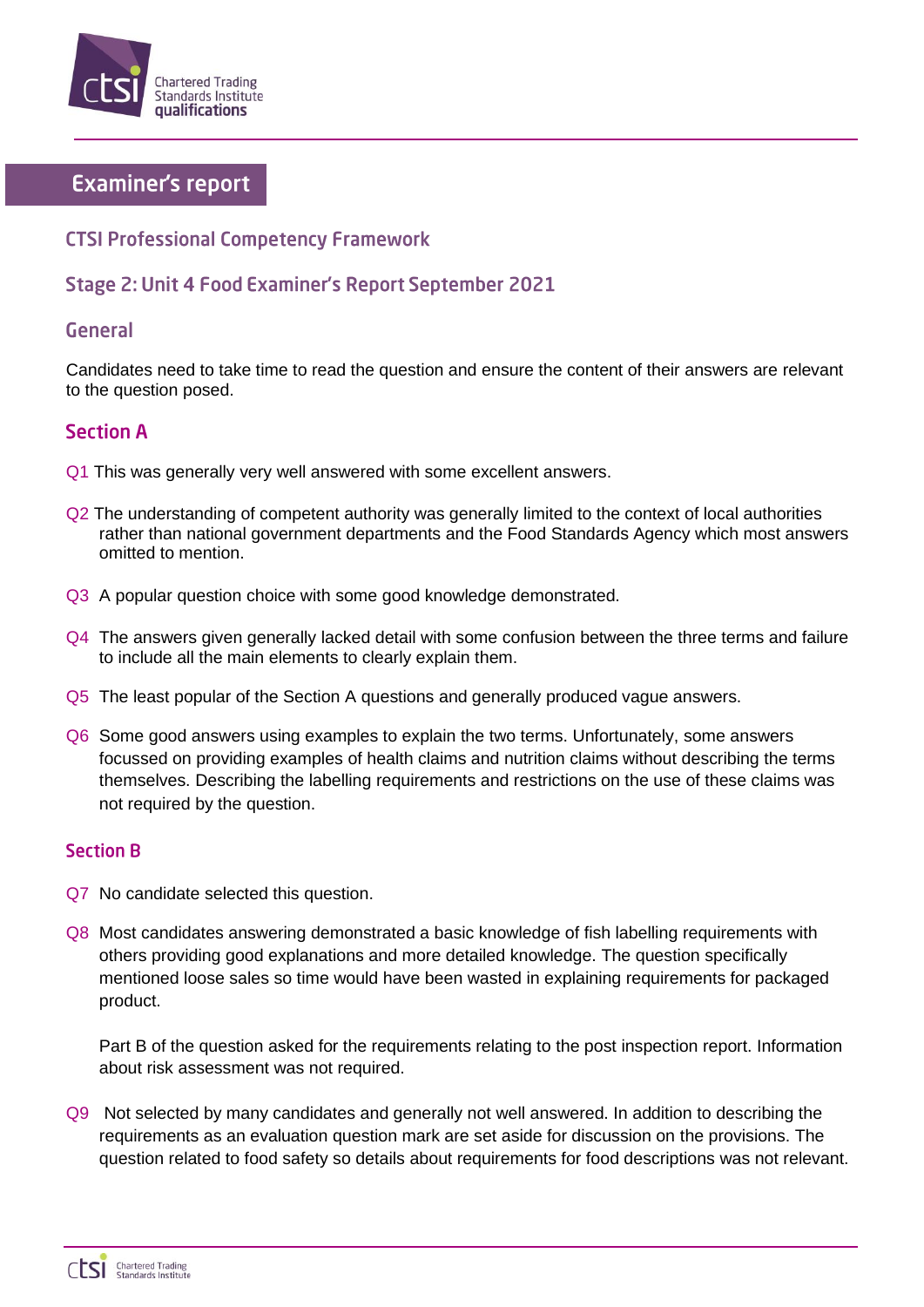# Examiner's report

## CTSI Professional Competency Framework

## Stage 2: Unit 4 Food Examiner's Report September 2021

### General

Candidates need to take time to read the question and ensure the content of their answers are relevant to the question posed.

### Section A

Q1 This was generally very well answered with some excellent answers.

Q2 The understanding of competent authority was generally limited to the context of local authorities rather than national government departments and the Food Standards Agency which most answers omitted to mention.

Q3 A popular question choice with some good knowledge demonstrated.

Q4 The answers given generally lacked detail with some confusion between the three terms and failure to include all the main elements to clearly explain them.

Q5 The least popular of the Section A questions and generally produced vague answers.

Q6 Some good answers using examples to explain the two terms. Unfortunately, some answers focussed on providing examples of health claims and nutrition claims without describing the terms themselves. Describing the labelling requirements and restrictions on the use of these claims was not required by the question.

### Section B

Q7 No candidate selected this question.

Q8 Most candidates answering demonstrated a basic knowledge of fish labelling requirements with others providing good explanations and more detailed knowledge. The question specifically mentioned loose sales so time would have been wasted in explaining requirements for packaged product.

Part B of the question asked for the requirements relating to the post inspection report. Information about risk assessment was not required.

Q9 Not selected by many candidates and generally not well answered. In addition to describing the requirements as an evaluation question mark are set aside for discussion on the provisions. The question related to food safety so details about requirements for food descriptions was not relevant.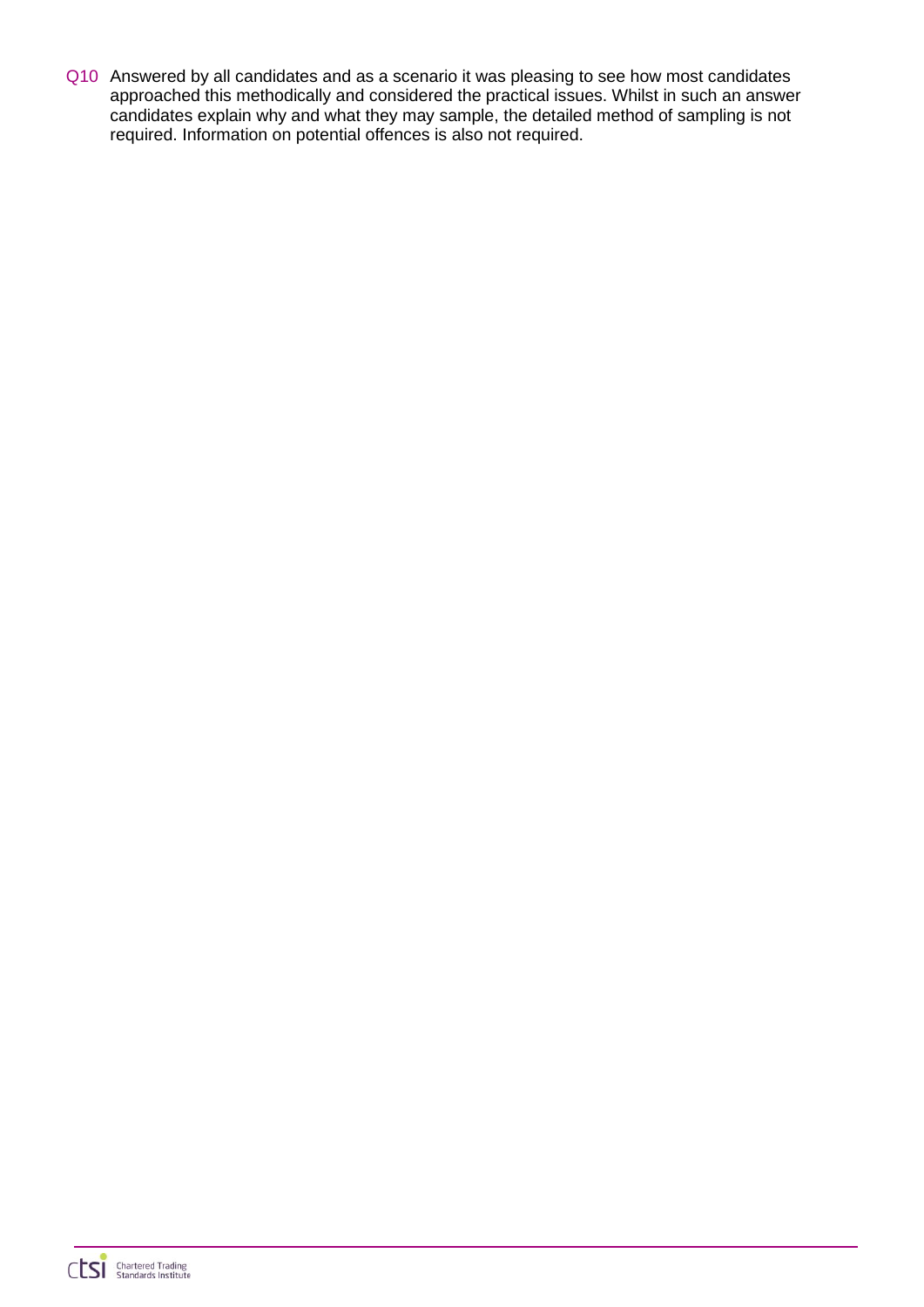Q10 Answered by all candidates and as a scenario it was pleasing to see how most candidates approached this methodically and considered the practical issues. Whilst in such an answer candidates explain why and what they may sample, the detailed method of sampling is not required. Information on potential offences is also not required.